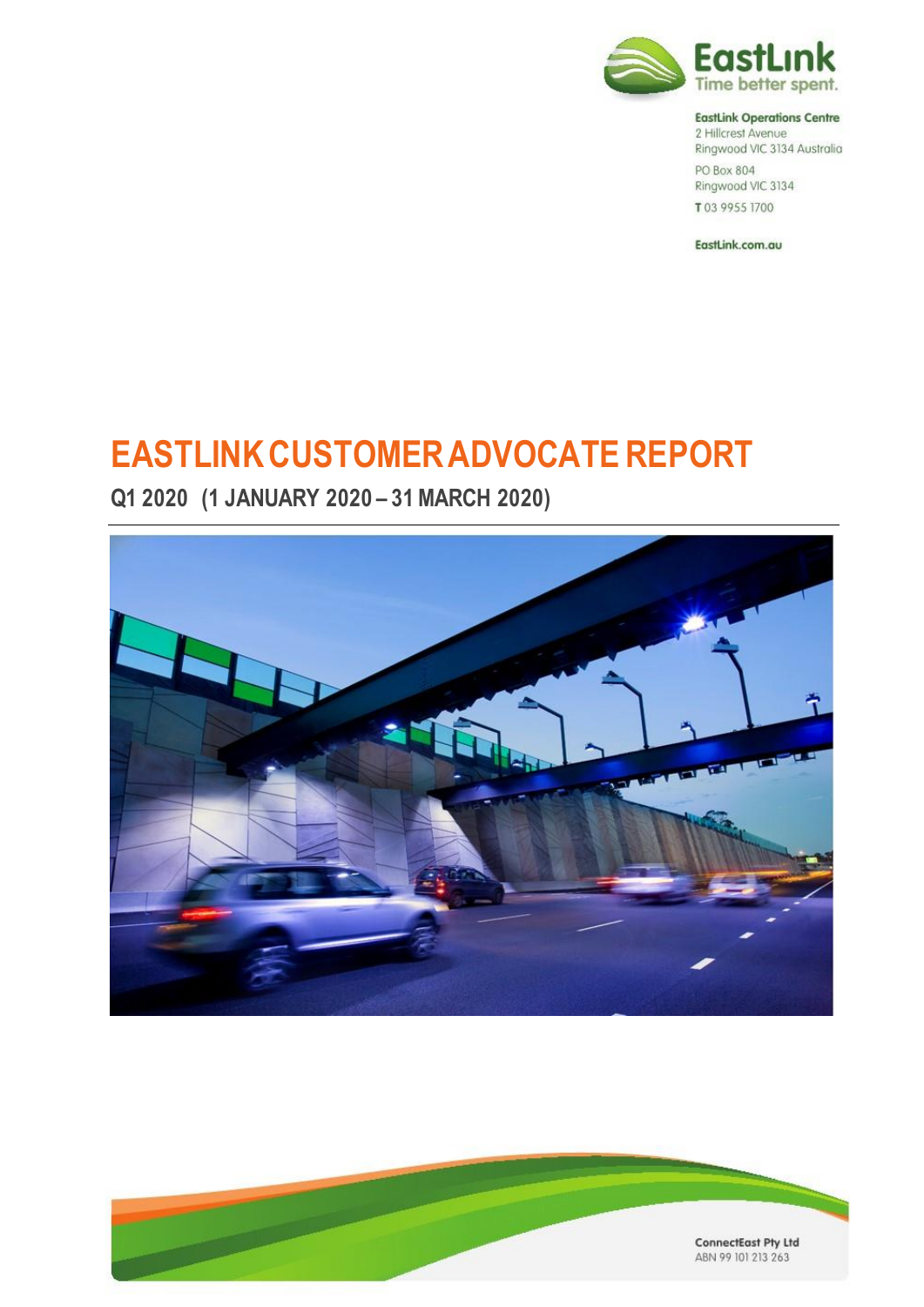EastLink
Time better spent.

**EastLink Operations Centre**
2 Hillcrest Avenue
Ringwood VIC 3134 Australia

PO Box 804
Ringwood VIC 3134

**T** 03 9955 1700

EastLink.com.au

# EASTLINK CUSTOMER ADVOCATE REPORT

## Q1 2020 (1 JANUARY 2020 – 31 MARCH 2020)

ConnectEast Pty Ltd
ABN 99 101 213 263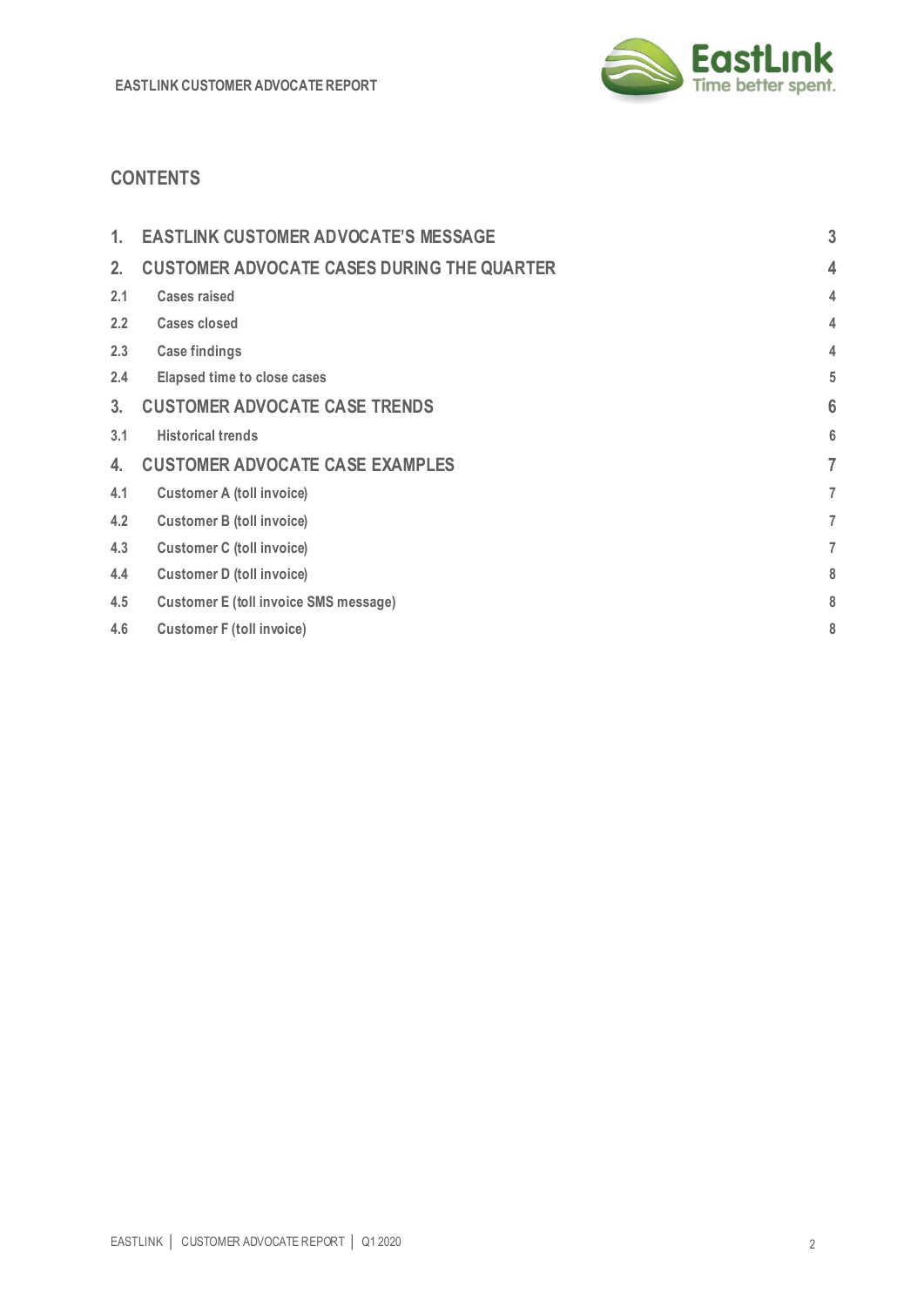## CONTENTS

| | | |
|---|---|---|
| 1. | EASTLINK CUSTOMER ADVOCATE'S MESSAGE | 3 |
| 2. | CUSTOMER ADVOCATE CASES DURING THE QUARTER | 4 |
| 2.1 | Cases raised | 4 |
| 2.2 | Cases closed | 4 |
| 2.3 | Case findings | 4 |
| 2.4 | Elapsed time to close cases | 5 |
| 3. | CUSTOMER ADVOCATE CASE TRENDS | 6 |
| 3.1 | Historical trends | 6 |
| 4. | CUSTOMER ADVOCATE CASE EXAMPLES | 7 |
| 4.1 | Customer A (toll invoice) | 7 |
| 4.2 | Customer B (toll invoice) | 7 |
| 4.3 | Customer C (toll invoice) | 7 |
| 4.4 | Customer D (toll invoice) | 8 |
| 4.5 | Customer E (toll invoice SMS message) | 8 |
| 4.6 | Customer F (toll invoice) | 8 |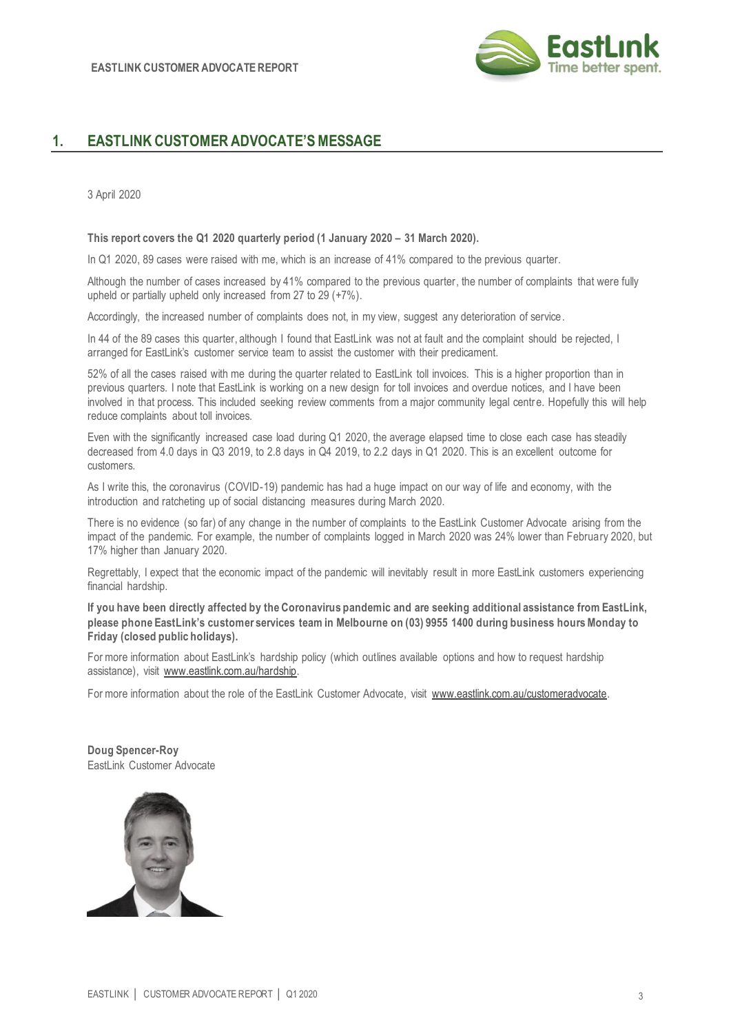## 1. EASTLINK CUSTOMER ADVOCATE'S MESSAGE

3 April 2020

**This report covers the Q1 2020 quarterly period (1 January 2020 – 31 March 2020).**

In Q1 2020, 89 cases were raised with me, which is an increase of 41% compared to the previous quarter.

Although the number of cases increased by 41% compared to the previous quarter, the number of complaints that were fully upheld or partially upheld only increased from 27 to 29 (+7%).

Accordingly, the increased number of complaints does not, in my view, suggest any deterioration of service.

In 44 of the 89 cases this quarter, although I found that EastLink was not at fault and the complaint should be rejected, I arranged for EastLink's customer service team to assist the customer with their predicament.

52% of all the cases raised with me during the quarter related to EastLink toll invoices. This is a higher proportion than in previous quarters. I note that EastLink is working on a new design for toll invoices and overdue notices, and I have been involved in that process. This included seeking review comments from a major community legal centre. Hopefully this will help reduce complaints about toll invoices.

Even with the significantly increased case load during Q1 2020, the average elapsed time to close each case has steadily decreased from 4.0 days in Q3 2019, to 2.8 days in Q4 2019, to 2.2 days in Q1 2020. This is an excellent outcome for customers.

As I write this, the coronavirus (COVID-19) pandemic has had a huge impact on our way of life and economy, with the introduction and ratcheting up of social distancing measures during March 2020.

There is no evidence (so far) of any change in the number of complaints to the EastLink Customer Advocate arising from the impact of the pandemic. For example, the number of complaints logged in March 2020 was 24% lower than February 2020, but 17% higher than January 2020.

Regrettably, I expect that the economic impact of the pandemic will inevitably result in more EastLink customers experiencing financial hardship.

**If you have been directly affected by the Coronavirus pandemic and are seeking additional assistance from EastLink, please phone EastLink's customer services team in Melbourne on (03) 9955 1400 during business hours Monday to Friday (closed public holidays).**

For more information about EastLink's hardship policy (which outlines available options and how to request hardship assistance), visit www.eastlink.com.au/hardship.

For more information about the role of the EastLink Customer Advocate, visit www.eastlink.com.au/customeradvocate.

**Doug Spencer-Roy**
EastLink Customer Advocate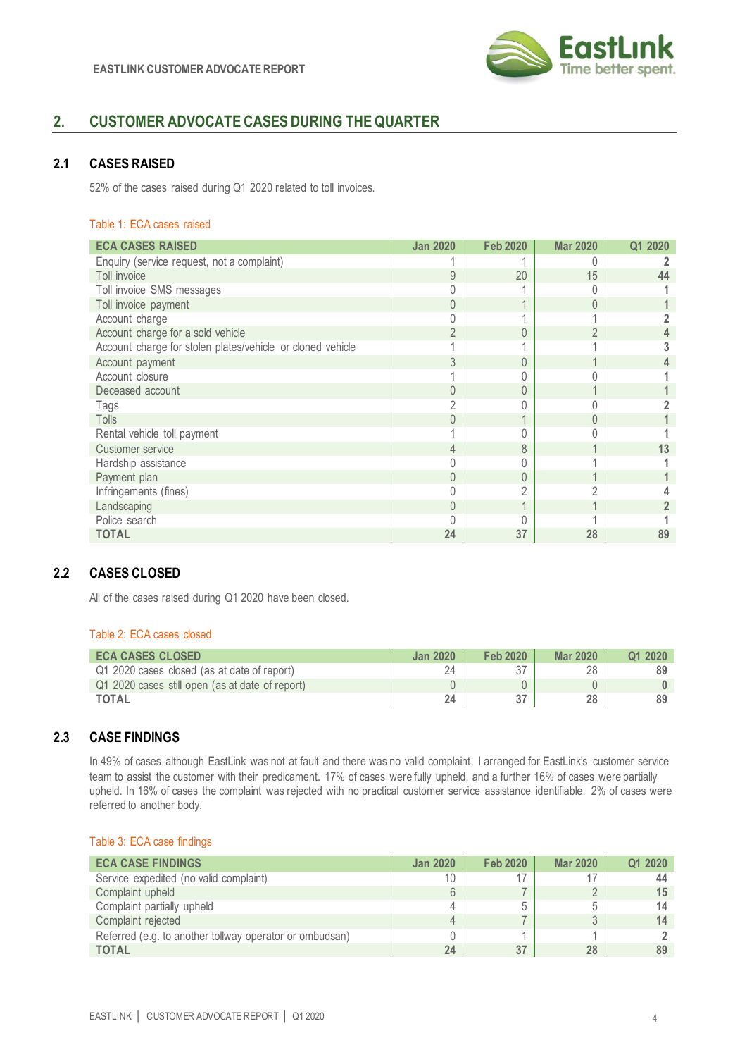## 2. CUSTOMER ADVOCATE CASES DURING THE QUARTER

### 2.1 CASES RAISED

52% of the cases raised during Q1 2020 related to toll invoices.

Table 1: ECA cases raised

| ECA CASES RAISED | Jan 2020 | Feb 2020 | Mar 2020 | Q1 2020 |
|---|---|---|---|---|
| Enquiry (service request, not a complaint) | 1 | 1 | 0 | **2** |
| Toll invoice | 9 | 20 | 15 | **44** |
| Toll invoice SMS messages | 0 | 1 | 0 | **1** |
| Toll invoice payment | 0 | 1 | 0 | **1** |
| Account charge | 0 | 1 | 1 | **2** |
| Account charge for a sold vehicle | 2 | 0 | 2 | **4** |
| Account charge for stolen plates/vehicle or cloned vehicle | 1 | 1 | 1 | **3** |
| Account payment | 3 | 0 | 1 | **4** |
| Account closure | 1 | 0 | 0 | **1** |
| Deceased account | 0 | 0 | 1 | **1** |
| Tags | 2 | 0 | 0 | **2** |
| Tolls | 0 | 1 | 0 | **1** |
| Rental vehicle toll payment | 1 | 0 | 0 | **1** |
| Customer service | 4 | 8 | 1 | **13** |
| Hardship assistance | 0 | 0 | 1 | **1** |
| Payment plan | 0 | 0 | 1 | **1** |
| Infringements (fines) | 0 | 2 | 2 | **4** |
| Landscaping | 0 | 1 | 1 | **2** |
| Police search | 0 | 0 | 1 | **1** |
| **TOTAL** | **24** | **37** | **28** | **89** |

### 2.2 CASES CLOSED

All of the cases raised during Q1 2020 have been closed.

Table 2: ECA cases closed

| ECA CASES CLOSED | Jan 2020 | Feb 2020 | Mar 2020 | Q1 2020 |
|---|---|---|---|---|
| Q1 2020 cases closed (as at date of report) | 24 | 37 | 28 | **89** |
| Q1 2020 cases still open (as at date of report) | 0 | 0 | 0 | **0** |
| **TOTAL** | **24** | **37** | **28** | **89** |

### 2.3 CASE FINDINGS

In 49% of cases although EastLink was not at fault and there was no valid complaint, I arranged for EastLink's customer service team to assist the customer with their predicament. 17% of cases were fully upheld, and a further 16% of cases were partially upheld. In 16% of cases the complaint was rejected with no practical customer service assistance identifiable. 2% of cases were referred to another body.

Table 3: ECA case findings

| ECA CASE FINDINGS | Jan 2020 | Feb 2020 | Mar 2020 | Q1 2020 |
|---|---|---|---|---|
| Service expedited (no valid complaint) | 10 | 17 | 17 | **44** |
| Complaint upheld | 6 | 7 | 2 | **15** |
| Complaint partially upheld | 4 | 5 | 5 | **14** |
| Complaint rejected | 4 | 7 | 3 | **14** |
| Referred (e.g. to another tollway operator or ombudsan) | 0 | 1 | 1 | **2** |
| **TOTAL** | **24** | **37** | **28** | **89** |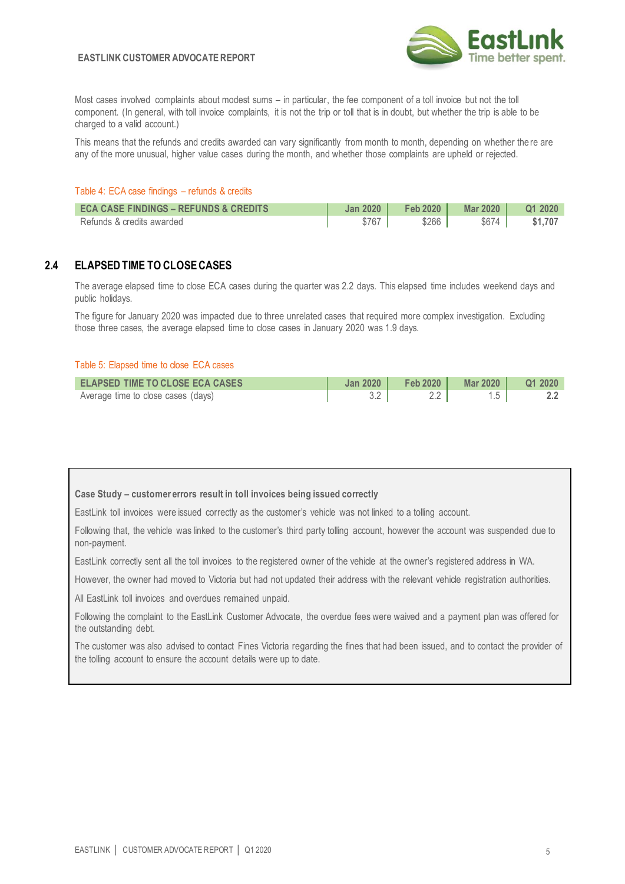Most cases involved complaints about modest sums – in particular, the fee component of a toll invoice but not the toll component. (In general, with toll invoice complaints, it is not the trip or toll that is in doubt, but whether the trip is able to be charged to a valid account.)

This means that the refunds and credits awarded can vary significantly from month to month, depending on whether there are any of the more unusual, higher value cases during the month, and whether those complaints are upheld or rejected.

Table 4: ECA case findings – refunds & credits

| ECA CASE FINDINGS – REFUNDS & CREDITS | Jan 2020 | Feb 2020 | Mar 2020 | Q1 2020 |
|---|---|---|---|---|
| Refunds & credits awarded | $767 | $266 | $674 | **$1,707** |

## 2.4 ELAPSED TIME TO CLOSE CASES

The average elapsed time to close ECA cases during the quarter was 2.2 days. This elapsed time includes weekend days and public holidays.

The figure for January 2020 was impacted due to three unrelated cases that required more complex investigation. Excluding those three cases, the average elapsed time to close cases in January 2020 was 1.9 days.

Table 5: Elapsed time to close ECA cases

| ELAPSED TIME TO CLOSE ECA CASES | Jan 2020 | Feb 2020 | Mar 2020 | Q1 2020 |
|---|---|---|---|---|
| Average time to close cases (days) | 3.2 | 2.2 | 1.5 | **2.2** |

**Case Study – customer errors result in toll invoices being issued correctly**

EastLink toll invoices were issued correctly as the customer's vehicle was not linked to a tolling account.

Following that, the vehicle was linked to the customer's third party tolling account, however the account was suspended due to non-payment.

EastLink correctly sent all the toll invoices to the registered owner of the vehicle at the owner's registered address in WA.

However, the owner had moved to Victoria but had not updated their address with the relevant vehicle registration authorities.

All EastLink toll invoices and overdues remained unpaid.

Following the complaint to the EastLink Customer Advocate, the overdue fees were waived and a payment plan was offered for the outstanding debt.

The customer was also advised to contact Fines Victoria regarding the fines that had been issued, and to contact the provider of the tolling account to ensure the account details were up to date.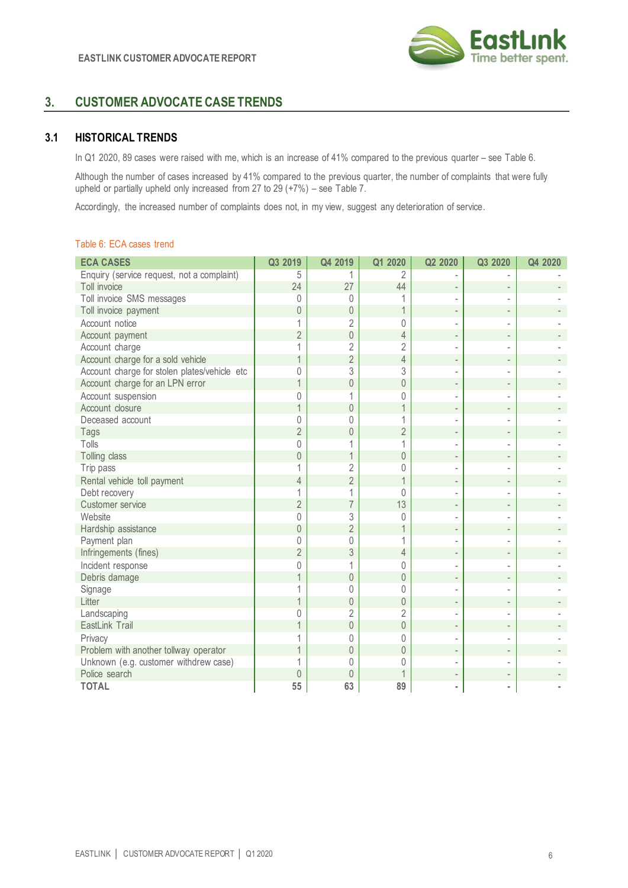## 3. CUSTOMER ADVOCATE CASE TRENDS

### 3.1 HISTORICAL TRENDS

In Q1 2020, 89 cases were raised with me, which is an increase of 41% compared to the previous quarter – see Table 6.

Although the number of cases increased by 41% compared to the previous quarter, the number of complaints that were fully upheld or partially upheld only increased from 27 to 29 (+7%) – see Table 7.

Accordingly, the increased number of complaints does not, in my view, suggest any deterioration of service.

Table 6: ECA cases trend

| ECA CASES | Q3 2019 | Q4 2019 | Q1 2020 | Q2 2020 | Q3 2020 | Q4 2020 |
|---|---|---|---|---|---|---|
| Enquiry (service request, not a complaint) | 5 | 1 | 2 | - | - | - |
| Toll invoice | 24 | 27 | 44 | - | - | - |
| Toll invoice SMS messages | 0 | 0 | 1 | - | - | - |
| Toll invoice payment | 0 | 0 | 1 | - | - | - |
| Account notice | 1 | 2 | 0 | - | - | - |
| Account payment | 2 | 0 | 4 | - | - | - |
| Account charge | 1 | 2 | 2 | - | - | - |
| Account charge for a sold vehicle | 1 | 2 | 4 | - | - | - |
| Account charge for stolen plates/vehicle etc | 0 | 3 | 3 | - | - | - |
| Account charge for an LPN error | 1 | 0 | 0 | - | - | - |
| Account suspension | 0 | 1 | 0 | - | - | - |
| Account closure | 1 | 0 | 1 | - | - | - |
| Deceased account | 0 | 0 | 1 | - | - | - |
| Tags | 2 | 0 | 2 | - | - | - |
| Tolls | 0 | 1 | 1 | - | - | - |
| Tolling class | 0 | 1 | 0 | - | - | - |
| Trip pass | 1 | 2 | 0 | - | - | - |
| Rental vehicle toll payment | 4 | 2 | 1 | - | - | - |
| Debt recovery | 1 | 1 | 0 | - | - | - |
| Customer service | 2 | 7 | 13 | - | - | - |
| Website | 0 | 3 | 0 | - | - | - |
| Hardship assistance | 0 | 2 | 1 | - | - | - |
| Payment plan | 0 | 0 | 1 | - | - | - |
| Infringements (fines) | 2 | 3 | 4 | - | - | - |
| Incident response | 0 | 1 | 0 | - | - | - |
| Debris damage | 1 | 0 | 0 | - | - | - |
| Signage | 1 | 0 | 0 | - | - | - |
| Litter | 1 | 0 | 0 | - | - | - |
| Landscaping | 0 | 2 | 2 | - | - | - |
| EastLink Trail | 1 | 0 | 0 | - | - | - |
| Privacy | 1 | 0 | 0 | - | - | - |
| Problem with another tollway operator | 1 | 0 | 0 | - | - | - |
| Unknown (e.g. customer withdrew case) | 1 | 0 | 0 | - | - | - |
| Police search | 0 | 0 | 1 | - | - | - |
| **TOTAL** | **55** | **63** | **89** | **-** | **-** | **-** |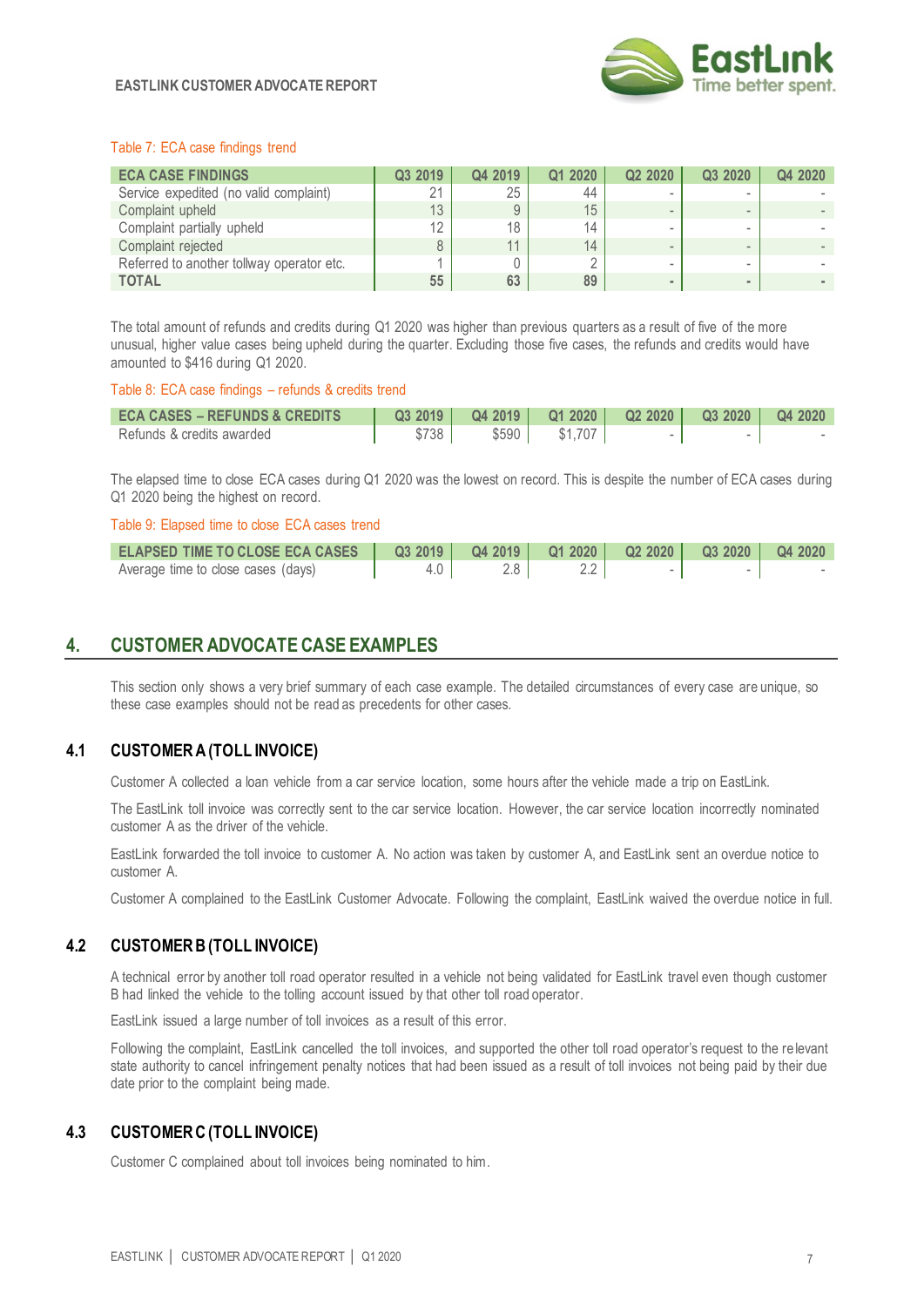Table 7: ECA case findings trend

| ECA CASE FINDINGS | Q3 2019 | Q4 2019 | Q1 2020 | Q2 2020 | Q3 2020 | Q4 2020 |
|---|---|---|---|---|---|---|
| Service expedited (no valid complaint) | 21 | 25 | 44 | - | - | - |
| Complaint upheld | 13 | 9 | 15 | - | - | - |
| Complaint partially upheld | 12 | 18 | 14 | - | - | - |
| Complaint rejected | 8 | 11 | 14 | - | - | - |
| Referred to another tollway operator etc. | 1 | 0 | 2 | - | - | - |
| **TOTAL** | **55** | **63** | **89** | **-** | **-** | **-** |

The total amount of refunds and credits during Q1 2020 was higher than previous quarters as a result of five of the more unusual, higher value cases being upheld during the quarter. Excluding those five cases, the refunds and credits would have amounted to $416 during Q1 2020.

Table 8: ECA case findings – refunds & credits trend

| ECA CASES – REFUNDS & CREDITS | Q3 2019 | Q4 2019 | Q1 2020 | Q2 2020 | Q3 2020 | Q4 2020 |
|---|---|---|---|---|---|---|
| Refunds & credits awarded | $738 | $590 | $1,707 | - | - | - |

The elapsed time to close ECA cases during Q1 2020 was the lowest on record. This is despite the number of ECA cases during Q1 2020 being the highest on record.

Table 9: Elapsed time to close ECA cases trend

| ELAPSED TIME TO CLOSE ECA CASES | Q3 2019 | Q4 2019 | Q1 2020 | Q2 2020 | Q3 2020 | Q4 2020 |
|---|---|---|---|---|---|---|
| Average time to close cases (days) | 4.0 | 2.8 | 2.2 | - | - | - |

## 4. CUSTOMER ADVOCATE CASE EXAMPLES

This section only shows a very brief summary of each case example. The detailed circumstances of every case are unique, so these case examples should not be read as precedents for other cases.

### 4.1 CUSTOMER A (TOLL INVOICE)

Customer A collected a loan vehicle from a car service location, some hours after the vehicle made a trip on EastLink.

The EastLink toll invoice was correctly sent to the car service location. However, the car service location incorrectly nominated customer A as the driver of the vehicle.

EastLink forwarded the toll invoice to customer A. No action was taken by customer A, and EastLink sent an overdue notice to customer A.

Customer A complained to the EastLink Customer Advocate. Following the complaint, EastLink waived the overdue notice in full.

### 4.2 CUSTOMER B (TOLL INVOICE)

A technical error by another toll road operator resulted in a vehicle not being validated for EastLink travel even though customer B had linked the vehicle to the tolling account issued by that other toll road operator.

EastLink issued a large number of toll invoices as a result of this error.

Following the complaint, EastLink cancelled the toll invoices, and supported the other toll road operator's request to the relevant state authority to cancel infringement penalty notices that had been issued as a result of toll invoices not being paid by their due date prior to the complaint being made.

### 4.3 CUSTOMER C (TOLL INVOICE)

Customer C complained about toll invoices being nominated to him.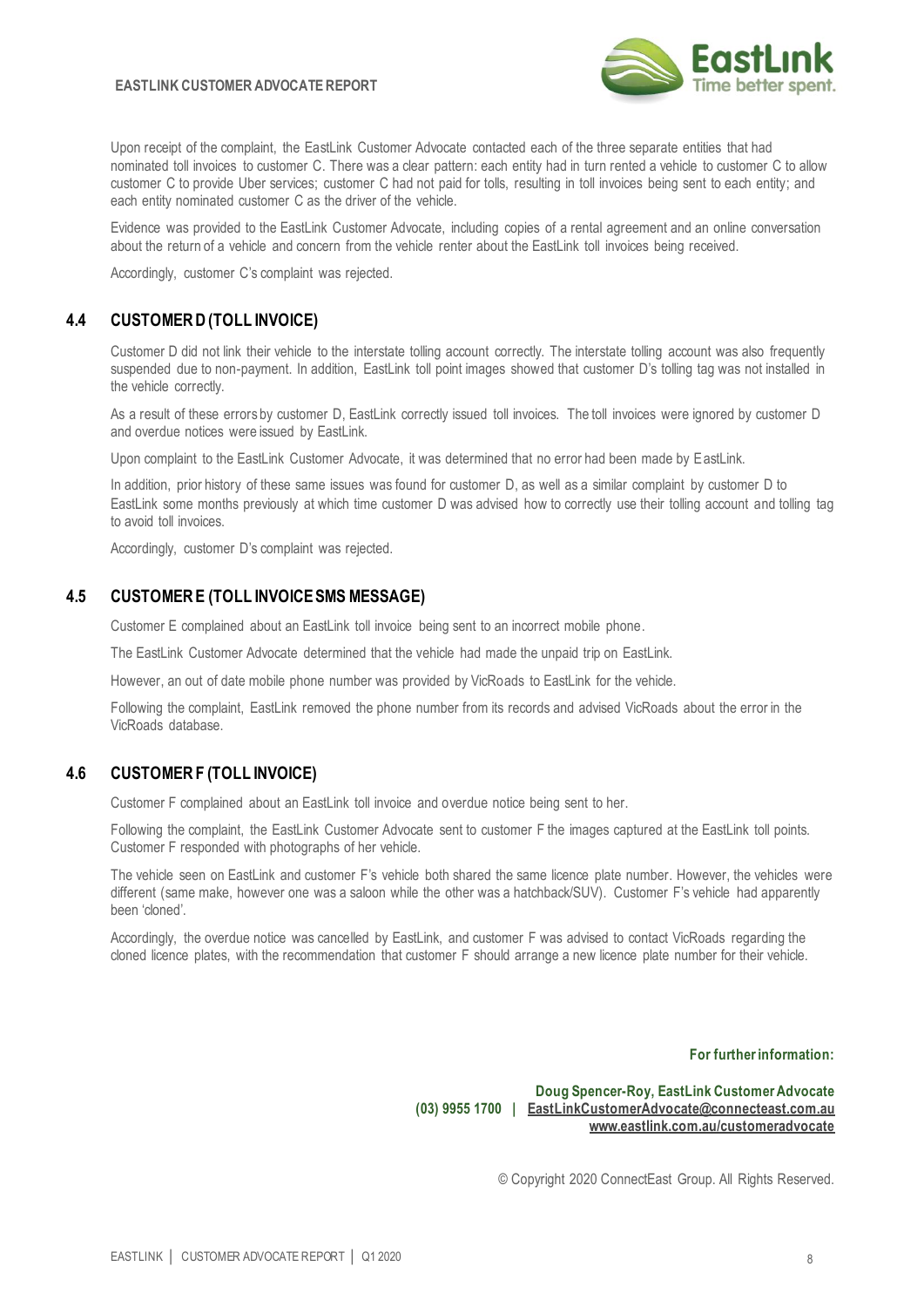Upon receipt of the complaint, the EastLink Customer Advocate contacted each of the three separate entities that had nominated toll invoices to customer C. There was a clear pattern: each entity had in turn rented a vehicle to customer C to allow customer C to provide Uber services; customer C had not paid for tolls, resulting in toll invoices being sent to each entity; and each entity nominated customer C as the driver of the vehicle.

Evidence was provided to the EastLink Customer Advocate, including copies of a rental agreement and an online conversation about the return of a vehicle and concern from the vehicle renter about the EastLink toll invoices being received.

Accordingly, customer C's complaint was rejected.

## 4.4 CUSTOMER D (TOLL INVOICE)

Customer D did not link their vehicle to the interstate tolling account correctly. The interstate tolling account was also frequently suspended due to non-payment. In addition, EastLink toll point images showed that customer D's tolling tag was not installed in the vehicle correctly.

As a result of these errors by customer D, EastLink correctly issued toll invoices. The toll invoices were ignored by customer D and overdue notices were issued by EastLink.

Upon complaint to the EastLink Customer Advocate, it was determined that no error had been made by EastLink.

In addition, prior history of these same issues was found for customer D, as well as a similar complaint by customer D to EastLink some months previously at which time customer D was advised how to correctly use their tolling account and tolling tag to avoid toll invoices.

Accordingly, customer D's complaint was rejected.

## 4.5 CUSTOMER E (TOLL INVOICE SMS MESSAGE)

Customer E complained about an EastLink toll invoice being sent to an incorrect mobile phone.

The EastLink Customer Advocate determined that the vehicle had made the unpaid trip on EastLink.

However, an out of date mobile phone number was provided by VicRoads to EastLink for the vehicle.

Following the complaint, EastLink removed the phone number from its records and advised VicRoads about the error in the VicRoads database.

## 4.6 CUSTOMER F (TOLL INVOICE)

Customer F complained about an EastLink toll invoice and overdue notice being sent to her.

Following the complaint, the EastLink Customer Advocate sent to customer F the images captured at the EastLink toll points. Customer F responded with photographs of her vehicle.

The vehicle seen on EastLink and customer F's vehicle both shared the same licence plate number. However, the vehicles were different (same make, however one was a saloon while the other was a hatchback/SUV). Customer F's vehicle had apparently been 'cloned'.

Accordingly, the overdue notice was cancelled by EastLink, and customer F was advised to contact VicRoads regarding the cloned licence plates, with the recommendation that customer F should arrange a new licence plate number for their vehicle.

**For further information:**

**Doug Spencer-Roy, EastLink Customer Advocate**
**(03) 9955 1700 | EastLinkCustomerAdvocate@connecteast.com.au**
**www.eastlink.com.au/customeradvocate**

© Copyright 2020 ConnectEast Group. All Rights Reserved.